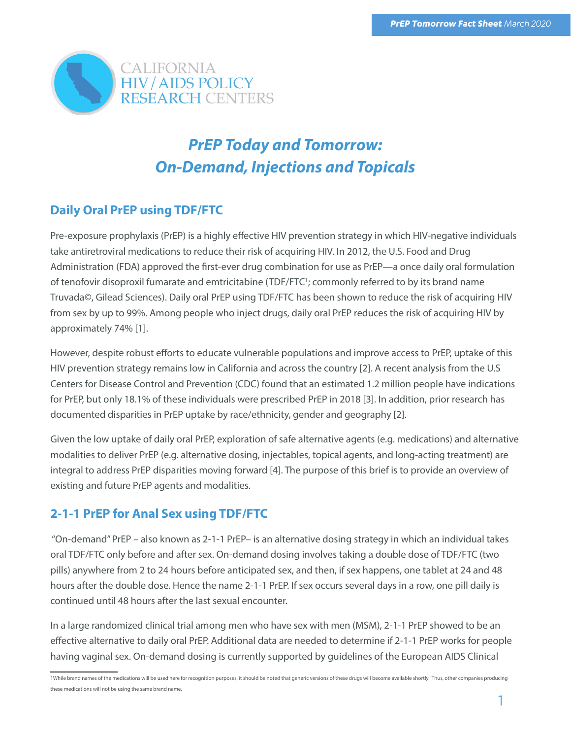CALIFORNIA
HIV / AIDS POLICY
RESEARCH CENTERS

# *PrEP Today and Tomorrow: On-Demand, Injections and Topicals*

## Daily Oral PrEP using TDF/FTC

Pre-exposure prophylaxis (PrEP) is a highly effective HIV prevention strategy in which HIV-negative individuals take antiretroviral medications to reduce their risk of acquiring HIV. In 2012, the U.S. Food and Drug Administration (FDA) approved the first-ever drug combination for use as PrEP—a once daily oral formulation of tenofovir disoproxil fumarate and emtricitabine (TDF/FTC[1]; commonly referred to by its brand name Truvada©, Gilead Sciences). Daily oral PrEP using TDF/FTC has been shown to reduce the risk of acquiring HIV from sex by up to 99%. Among people who inject drugs, daily oral PrEP reduces the risk of acquiring HIV by approximately 74% [1].

However, despite robust efforts to educate vulnerable populations and improve access to PrEP, uptake of this HIV prevention strategy remains low in California and across the country [2]. A recent analysis from the U.S Centers for Disease Control and Prevention (CDC) found that an estimated 1.2 million people have indications for PrEP, but only 18.1% of these individuals were prescribed PrEP in 2018 [3]. In addition, prior research has documented disparities in PrEP uptake by race/ethnicity, gender and geography [2].

Given the low uptake of daily oral PrEP, exploration of safe alternative agents (e.g. medications) and alternative modalities to deliver PrEP (e.g. alternative dosing, injectables, topical agents, and long-acting treatment) are integral to address PrEP disparities moving forward [4]. The purpose of this brief is to provide an overview of existing and future PrEP agents and modalities.

## 2-1-1 PrEP for Anal Sex using TDF/FTC

"On-demand" PrEP – also known as 2-1-1 PrEP– is an alternative dosing strategy in which an individual takes oral TDF/FTC only before and after sex. On-demand dosing involves taking a double dose of TDF/FTC (two pills) anywhere from 2 to 24 hours before anticipated sex, and then, if sex happens, one tablet at 24 and 48 hours after the double dose. Hence the name 2-1-1 PrEP. If sex occurs several days in a row, one pill daily is continued until 48 hours after the last sexual encounter.

In a large randomized clinical trial among men who have sex with men (MSM), 2-1-1 PrEP showed to be an effective alternative to daily oral PrEP. Additional data are needed to determine if 2-1-1 PrEP works for people having vaginal sex. On-demand dosing is currently supported by guidelines of the European AIDS Clinical

---

[1] While brand names of the medications will be used here for recognition purposes, it should be noted that generic versions of these drugs will become available shortly. Thus, other companies producing these medications will not be using the same brand name.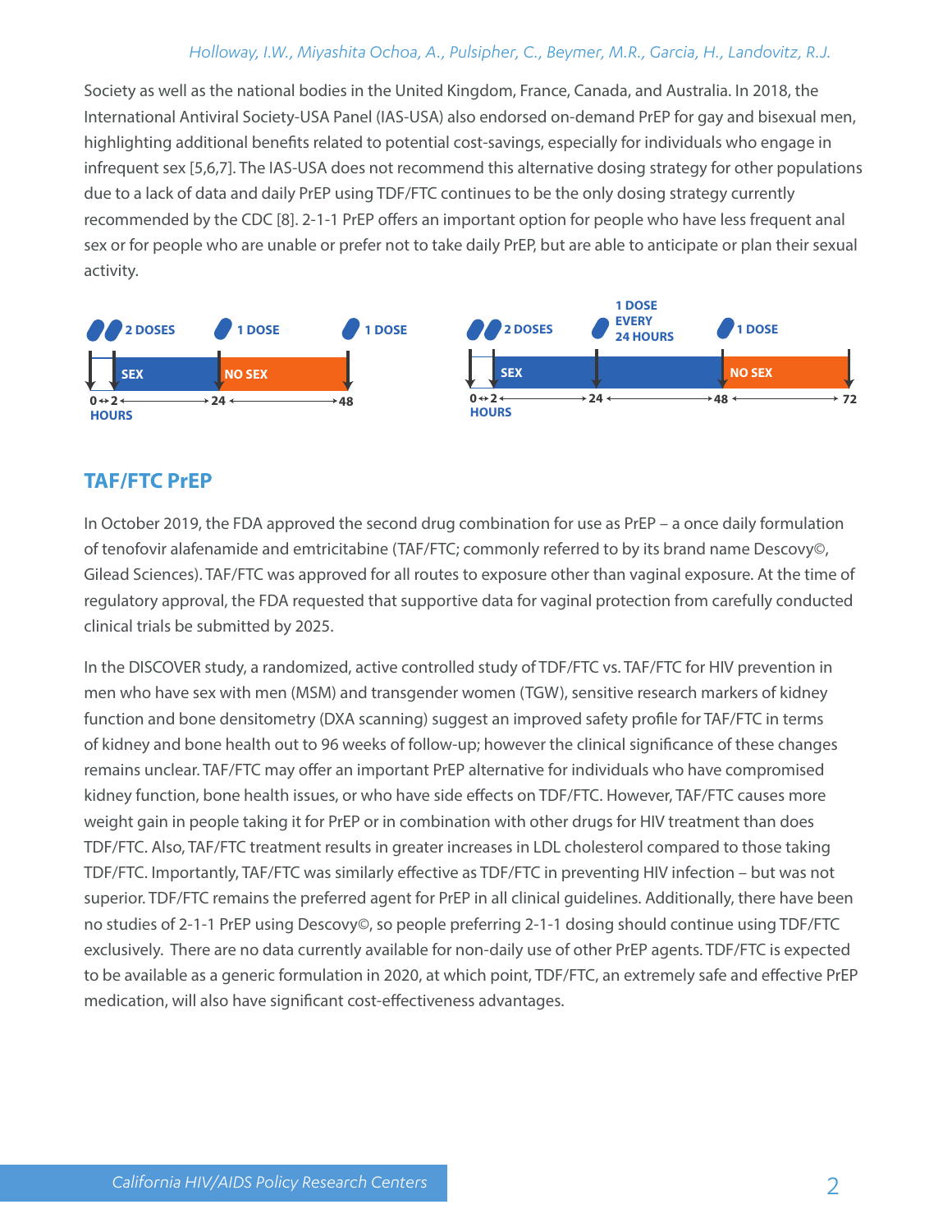Society as well as the national bodies in the United Kingdom, France, Canada, and Australia. In 2018, the International Antiviral Society-USA Panel (IAS-USA) also endorsed on-demand PrEP for gay and bisexual men, highlighting additional benefits related to potential cost-savings, especially for individuals who engage in infrequent sex [5,6,7]. The IAS-USA does not recommend this alternative dosing strategy for other populations due to a lack of data and daily PrEP using TDF/FTC continues to be the only dosing strategy currently recommended by the CDC [8]. 2-1-1 PrEP offers an important option for people who have less frequent anal sex or for people who are unable or prefer not to take daily PrEP, but are able to anticipate or plan their sexual activity.

2 DOSES — SEX — 1 DOSE — NO SEX — 1 DOSE
0↔2 HOURS ← 24 → 48

2 DOSES — SEX — 1 DOSE EVERY 24 HOURS — 1 DOSE — NO SEX
0↔2 HOURS ← 24 → 48 → 72

## TAF/FTC PrEP

In October 2019, the FDA approved the second drug combination for use as PrEP – a once daily formulation of tenofovir alafenamide and emtricitabine (TAF/FTC; commonly referred to by its brand name Descovy©, Gilead Sciences). TAF/FTC was approved for all routes to exposure other than vaginal exposure. At the time of regulatory approval, the FDA requested that supportive data for vaginal protection from carefully conducted clinical trials be submitted by 2025.

In the DISCOVER study, a randomized, active controlled study of TDF/FTC vs. TAF/FTC for HIV prevention in men who have sex with men (MSM) and transgender women (TGW), sensitive research markers of kidney function and bone densitometry (DXA scanning) suggest an improved safety profile for TAF/FTC in terms of kidney and bone health out to 96 weeks of follow-up; however the clinical significance of these changes remains unclear. TAF/FTC may offer an important PrEP alternative for individuals who have compromised kidney function, bone health issues, or who have side effects on TDF/FTC. However, TAF/FTC causes more weight gain in people taking it for PrEP or in combination with other drugs for HIV treatment than does TDF/FTC. Also, TAF/FTC treatment results in greater increases in LDL cholesterol compared to those taking TDF/FTC. Importantly, TAF/FTC was similarly effective as TDF/FTC in preventing HIV infection – but was not superior. TDF/FTC remains the preferred agent for PrEP in all clinical guidelines. Additionally, there have been no studies of 2-1-1 PrEP using Descovy©, so people preferring 2-1-1 dosing should continue using TDF/FTC exclusively. There are no data currently available for non-daily use of other PrEP agents. TDF/FTC is expected to be available as a generic formulation in 2020, at which point, TDF/FTC, an extremely safe and effective PrEP medication, will also have significant cost-effectiveness advantages.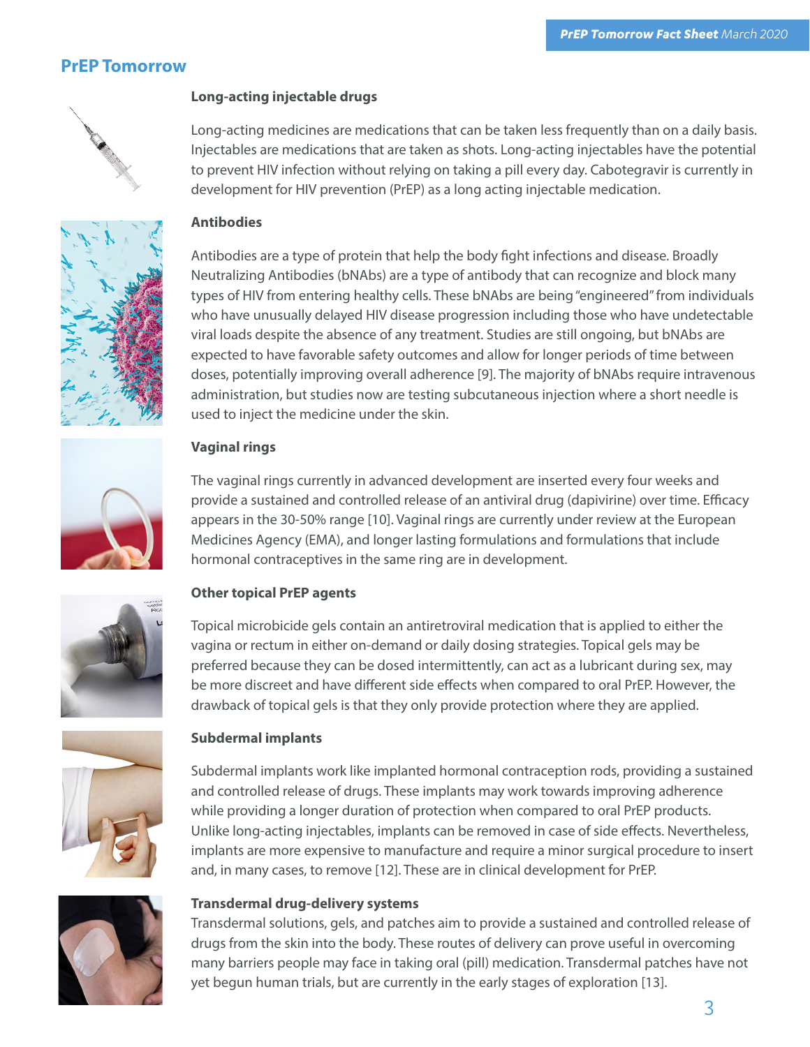## PrEP Tomorrow

### Long-acting injectable drugs

Long-acting medicines are medications that can be taken less frequently than on a daily basis. Injectables are medications that are taken as shots. Long-acting injectables have the potential to prevent HIV infection without relying on taking a pill every day. Cabotegravir is currently in development for HIV prevention (PrEP) as a long acting injectable medication.

### Antibodies

Antibodies are a type of protein that help the body fight infections and disease. Broadly Neutralizing Antibodies (bNAbs) are a type of antibody that can recognize and block many types of HIV from entering healthy cells. These bNAbs are being "engineered" from individuals who have unusually delayed HIV disease progression including those who have undetectable viral loads despite the absence of any treatment. Studies are still ongoing, but bNAbs are expected to have favorable safety outcomes and allow for longer periods of time between doses, potentially improving overall adherence [9]. The majority of bNAbs require intravenous administration, but studies now are testing subcutaneous injection where a short needle is used to inject the medicine under the skin.

### Vaginal rings

The vaginal rings currently in advanced development are inserted every four weeks and provide a sustained and controlled release of an antiviral drug (dapivirine) over time. Efficacy appears in the 30-50% range [10]. Vaginal rings are currently under review at the European Medicines Agency (EMA), and longer lasting formulations and formulations that include hormonal contraceptives in the same ring are in development.

### Other topical PrEP agents

Topical microbicide gels contain an antiretroviral medication that is applied to either the vagina or rectum in either on-demand or daily dosing strategies. Topical gels may be preferred because they can be dosed intermittently, can act as a lubricant during sex, may be more discreet and have different side effects when compared to oral PrEP. However, the drawback of topical gels is that they only provide protection where they are applied.

### Subdermal implants

Subdermal implants work like implanted hormonal contraception rods, providing a sustained and controlled release of drugs. These implants may work towards improving adherence while providing a longer duration of protection when compared to oral PrEP products. Unlike long-acting injectables, implants can be removed in case of side effects. Nevertheless, implants are more expensive to manufacture and require a minor surgical procedure to insert and, in many cases, to remove [12]. These are in clinical development for PrEP.

### Transdermal drug-delivery systems

Transdermal solutions, gels, and patches aim to provide a sustained and controlled release of drugs from the skin into the body. These routes of delivery can prove useful in overcoming many barriers people may face in taking oral (pill) medication. Transdermal patches have not yet begun human trials, but are currently in the early stages of exploration [13].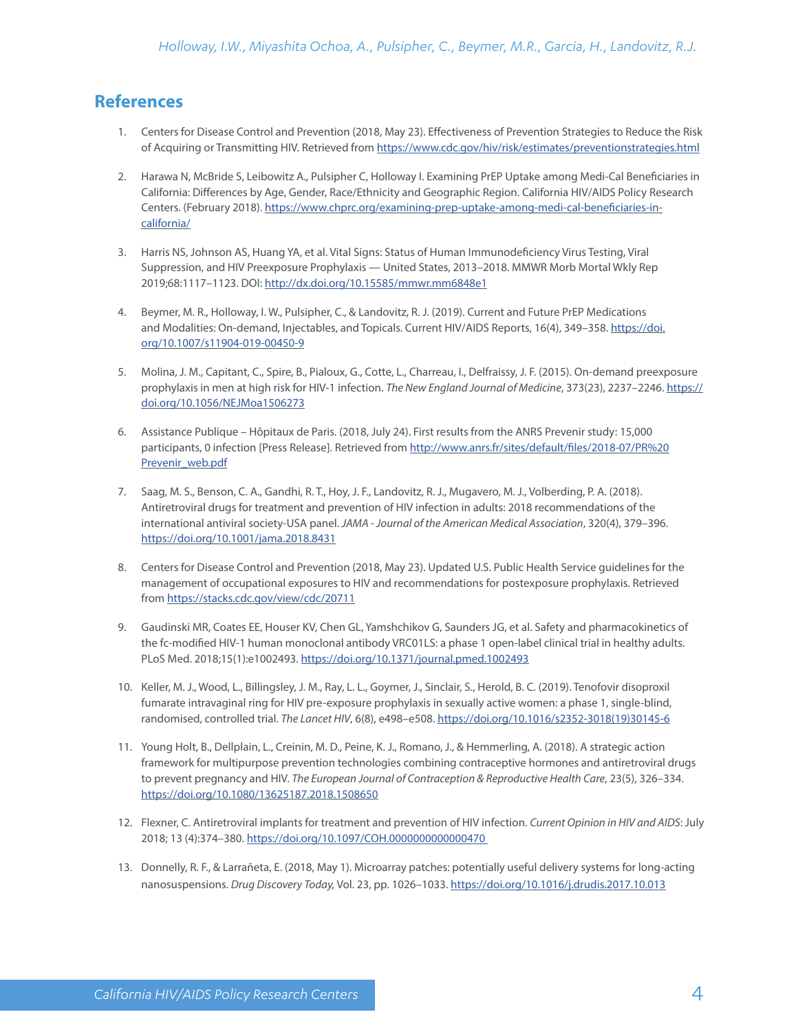## References

1. Centers for Disease Control and Prevention (2018, May 23). Effectiveness of Prevention Strategies to Reduce the Risk of Acquiring or Transmitting HIV. Retrieved from https://www.cdc.gov/hiv/risk/estimates/preventionstrategies.html

2. Harawa N, McBride S, Leibowitz A., Pulsipher C, Holloway I. Examining PrEP Uptake among Medi-Cal Beneficiaries in California: Differences by Age, Gender, Race/Ethnicity and Geographic Region. California HIV/AIDS Policy Research Centers. (February 2018). https://www.chprc.org/examining-prep-uptake-among-medi-cal-beneficiaries-in-california/

3. Harris NS, Johnson AS, Huang YA, et al. Vital Signs: Status of Human Immunodeficiency Virus Testing, Viral Suppression, and HIV Preexposure Prophylaxis — United States, 2013–2018. MMWR Morb Mortal Wkly Rep 2019;68:1117–1123. DOI: http://dx.doi.org/10.15585/mmwr.mm6848e1

4. Beymer, M. R., Holloway, I. W., Pulsipher, C., & Landovitz, R. J. (2019). Current and Future PrEP Medications and Modalities: On-demand, Injectables, and Topicals. Current HIV/AIDS Reports, 16(4), 349–358. https://doi.org/10.1007/s11904-019-00450-9

5. Molina, J. M., Capitant, C., Spire, B., Pialoux, G., Cotte, L., Charreau, I., Delfraissy, J. F. (2015). On-demand preexposure prophylaxis in men at high risk for HIV-1 infection. *The New England Journal of Medicine*, 373(23), 2237–2246. https://doi.org/10.1056/NEJMoa1506273

6. Assistance Publique – Hôpitaux de Paris. (2018, July 24). First results from the ANRS Prevenir study: 15,000 participants, 0 infection [Press Release]. Retrieved from http://www.anrs.fr/sites/default/files/2018-07/PR%20Prevenir_web.pdf

7. Saag, M. S., Benson, C. A., Gandhi, R. T., Hoy, J. F., Landovitz, R. J., Mugavero, M. J., Volberding, P. A. (2018). Antiretroviral drugs for treatment and prevention of HIV infection in adults: 2018 recommendations of the international antiviral society-USA panel. *JAMA - Journal of the American Medical Association*, 320(4), 379–396. https://doi.org/10.1001/jama.2018.8431

8. Centers for Disease Control and Prevention (2018, May 23). Updated U.S. Public Health Service guidelines for the management of occupational exposures to HIV and recommendations for postexposure prophylaxis. Retrieved from https://stacks.cdc.gov/view/cdc/20711

9. Gaudinski MR, Coates EE, Houser KV, Chen GL, Yamshchikov G, Saunders JG, et al. Safety and pharmacokinetics of the fc-modified HIV-1 human monoclonal antibody VRC01LS: a phase 1 open-label clinical trial in healthy adults. PLoS Med. 2018;15(1):e1002493. https://doi.org/10.1371/journal.pmed.1002493

10. Keller, M. J., Wood, L., Billingsley, J. M., Ray, L. L., Goymer, J., Sinclair, S., Herold, B. C. (2019). Tenofovir disoproxil fumarate intravaginal ring for HIV pre-exposure prophylaxis in sexually active women: a phase 1, single-blind, randomised, controlled trial. *The Lancet HIV*, 6(8), e498–e508. https://doi.org/10.1016/s2352-3018(19)30145-6

11. Young Holt, B., Dellplain, L., Creinin, M. D., Peine, K. J., Romano, J., & Hemmerling, A. (2018). A strategic action framework for multipurpose prevention technologies combining contraceptive hormones and antiretroviral drugs to prevent pregnancy and HIV. *The European Journal of Contraception & Reproductive Health Care*, 23(5), 326–334. https://doi.org/10.1080/13625187.2018.1508650

12. Flexner, C. Antiretroviral implants for treatment and prevention of HIV infection. *Current Opinion in HIV and AIDS*: July 2018; 13 (4):374–380. https://doi.org/10.1097/COH.0000000000000470

13. Donnelly, R. F., & Larrañeta, E. (2018, May 1). Microarray patches: potentially useful delivery systems for long-acting nanosuspensions. *Drug Discovery Today,* Vol. 23, pp. 1026–1033. https://doi.org/10.1016/j.drudis.2017.10.013